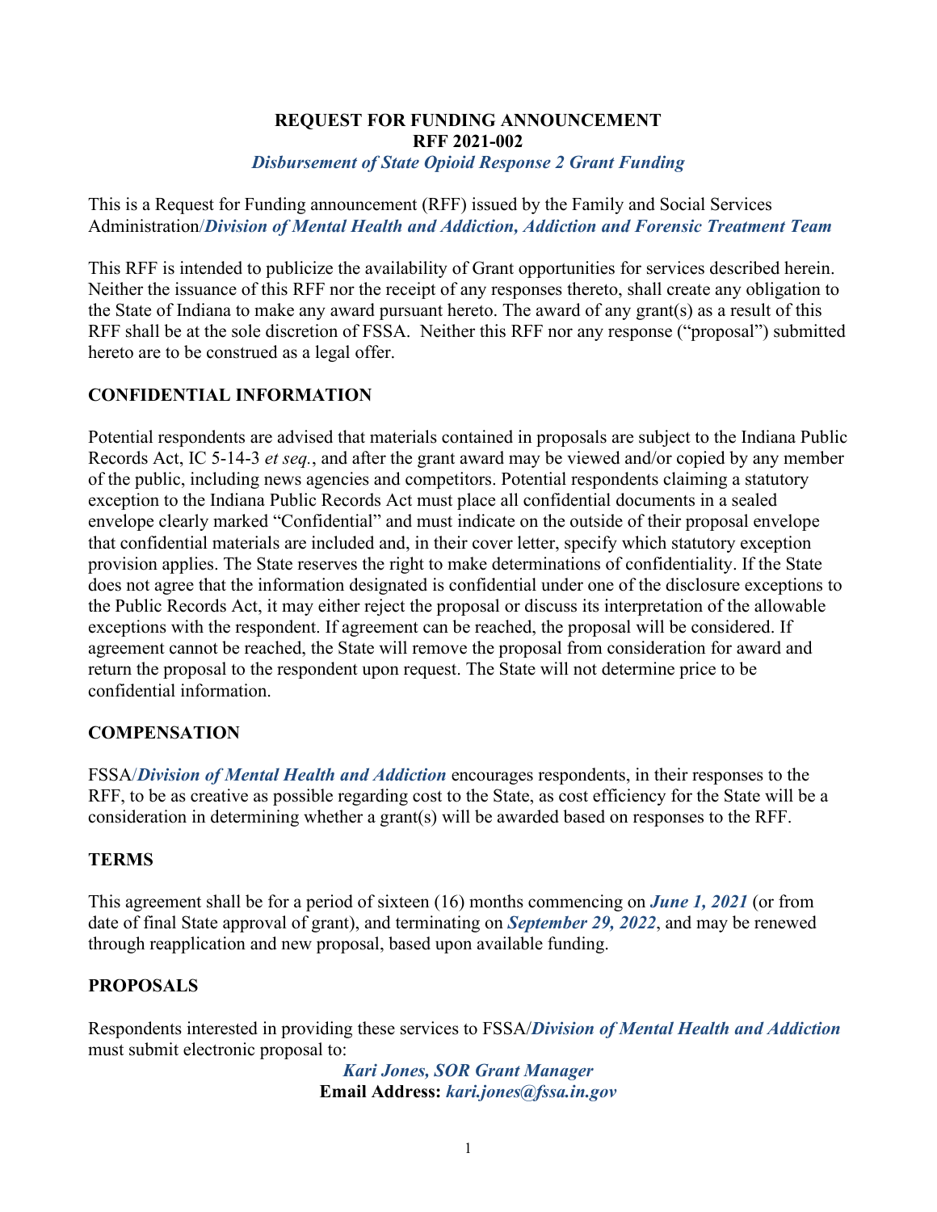# REQUEST FOR FUNDING ANNOUNCEMENT
## RFF 2021-002
### *Disbursement of State Opioid Response 2 Grant Funding*

This is a Request for Funding announcement (RFF) issued by the Family and Social Services Administration/***Division of Mental Health and Addiction, Addiction and Forensic Treatment Team***

This RFF is intended to publicize the availability of Grant opportunities for services described herein. Neither the issuance of this RFF nor the receipt of any responses thereto, shall create any obligation to the State of Indiana to make any award pursuant hereto. The award of any grant(s) as a result of this RFF shall be at the sole discretion of FSSA. Neither this RFF nor any response ("proposal") submitted hereto are to be construed as a legal offer.

## CONFIDENTIAL INFORMATION

Potential respondents are advised that materials contained in proposals are subject to the Indiana Public Records Act, IC 5-14-3 *et seq.*, and after the grant award may be viewed and/or copied by any member of the public, including news agencies and competitors. Potential respondents claiming a statutory exception to the Indiana Public Records Act must place all confidential documents in a sealed envelope clearly marked "Confidential" and must indicate on the outside of their proposal envelope that confidential materials are included and, in their cover letter, specify which statutory exception provision applies. The State reserves the right to make determinations of confidentiality. If the State does not agree that the information designated is confidential under one of the disclosure exceptions to the Public Records Act, it may either reject the proposal or discuss its interpretation of the allowable exceptions with the respondent. If agreement can be reached, the proposal will be considered. If agreement cannot be reached, the State will remove the proposal from consideration for award and return the proposal to the respondent upon request. The State will not determine price to be confidential information.

## COMPENSATION

FSSA/***Division of Mental Health and Addiction*** encourages respondents, in their responses to the RFF, to be as creative as possible regarding cost to the State, as cost efficiency for the State will be a consideration in determining whether a grant(s) will be awarded based on responses to the RFF.

## TERMS

This agreement shall be for a period of sixteen (16) months commencing on ***June 1, 2021*** (or from date of final State approval of grant), and terminating on ***September 29, 2022***, and may be renewed through reapplication and new proposal, based upon available funding.

## PROPOSALS

Respondents interested in providing these services to FSSA/***Division of Mental Health and Addiction*** must submit electronic proposal to:

***Kari Jones, SOR Grant Manager***
**Email Address:** ***kari.jones@fssa.in.gov***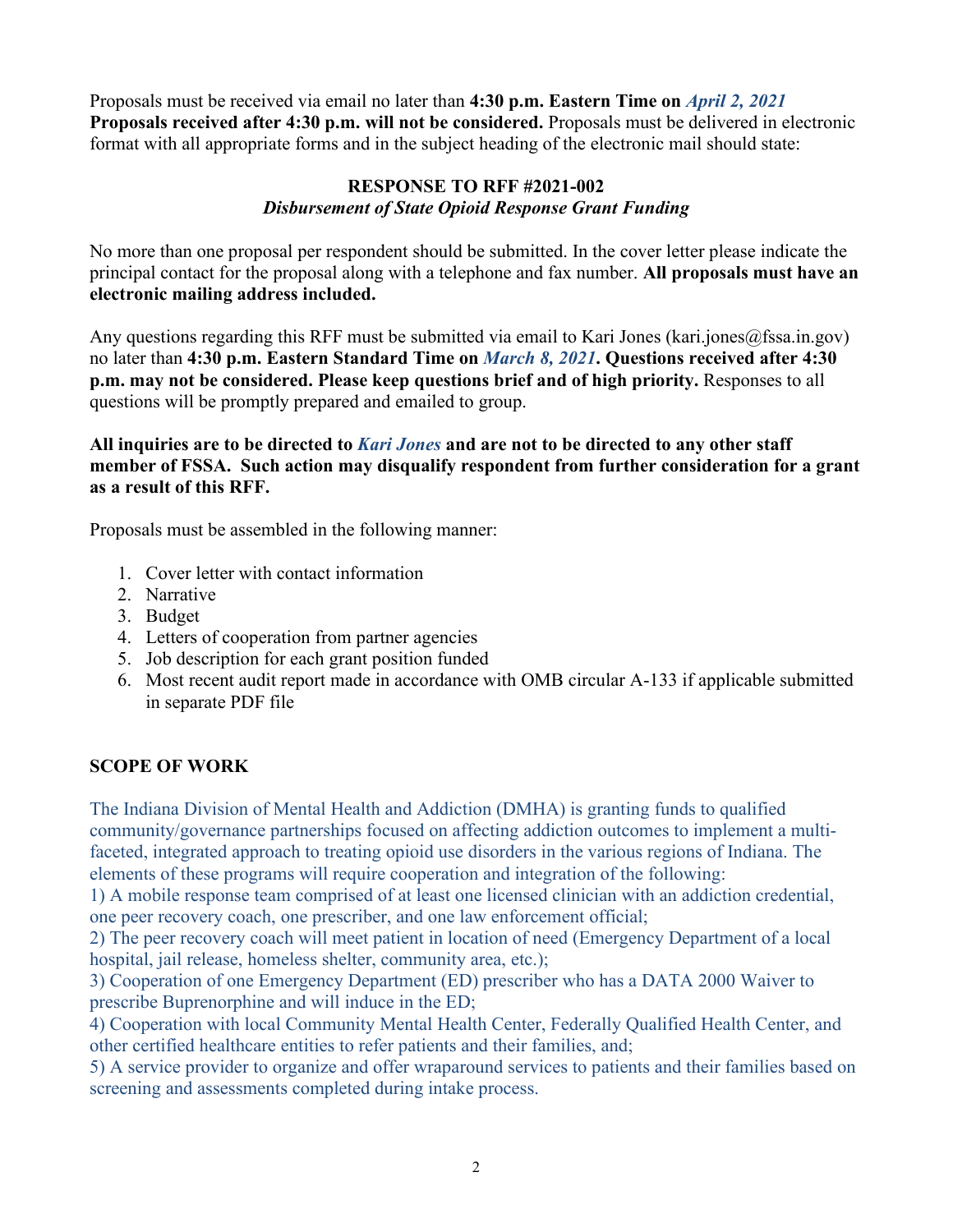Proposals must be received via email no later than **4:30 p.m. Eastern Time on *April 2, 2021*** **Proposals received after 4:30 p.m. will not be considered.** Proposals must be delivered in electronic format with all appropriate forms and in the subject heading of the electronic mail should state:

**RESPONSE TO RFF #2021-002**
***Disbursement of State Opioid Response Grant Funding***

No more than one proposal per respondent should be submitted. In the cover letter please indicate the principal contact for the proposal along with a telephone and fax number. **All proposals must have an electronic mailing address included.**

Any questions regarding this RFF must be submitted via email to Kari Jones (kari.jones@fssa.in.gov) no later than **4:30 p.m. Eastern Standard Time on *March 8, 2021*. Questions received after 4:30 p.m. may not be considered. Please keep questions brief and of high priority.** Responses to all questions will be promptly prepared and emailed to group.

**All inquiries are to be directed to *Kari Jones* and are not to be directed to any other staff member of FSSA. Such action may disqualify respondent from further consideration for a grant as a result of this RFF.**

Proposals must be assembled in the following manner:

1. Cover letter with contact information
2. Narrative
3. Budget
4. Letters of cooperation from partner agencies
5. Job description for each grant position funded
6. Most recent audit report made in accordance with OMB circular A-133 if applicable submitted in separate PDF file

## SCOPE OF WORK

The Indiana Division of Mental Health and Addiction (DMHA) is granting funds to qualified community/governance partnerships focused on affecting addiction outcomes to implement a multi-faceted, integrated approach to treating opioid use disorders in the various regions of Indiana. The elements of these programs will require cooperation and integration of the following:
1) A mobile response team comprised of at least one licensed clinician with an addiction credential, one peer recovery coach, one prescriber, and one law enforcement official;
2) The peer recovery coach will meet patient in location of need (Emergency Department of a local hospital, jail release, homeless shelter, community area, etc.);
3) Cooperation of one Emergency Department (ED) prescriber who has a DATA 2000 Waiver to prescribe Buprenorphine and will induce in the ED;
4) Cooperation with local Community Mental Health Center, Federally Qualified Health Center, and other certified healthcare entities to refer patients and their families, and;
5) A service provider to organize and offer wraparound services to patients and their families based on screening and assessments completed during intake process.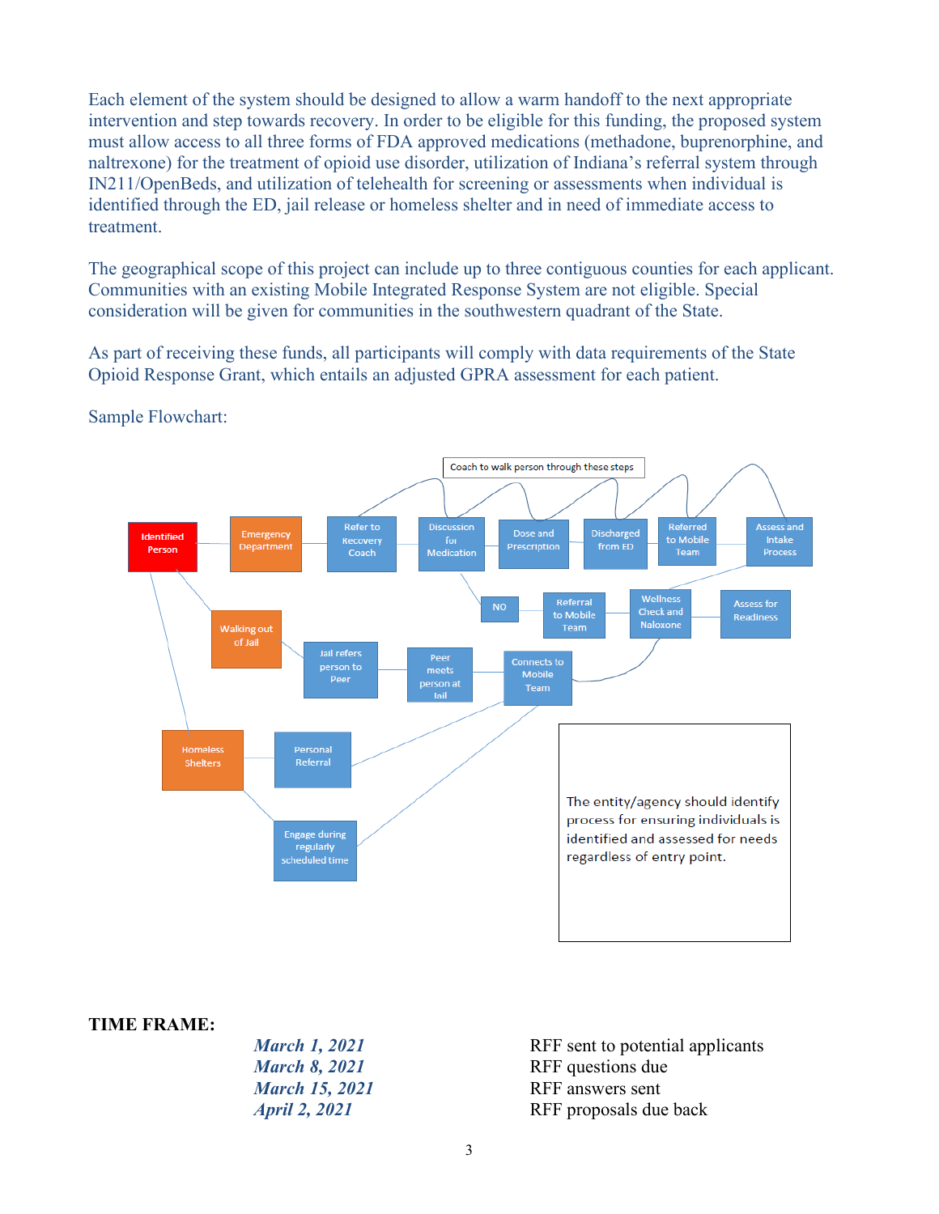Each element of the system should be designed to allow a warm handoff to the next appropriate intervention and step towards recovery. In order to be eligible for this funding, the proposed system must allow access to all three forms of FDA approved medications (methadone, buprenorphine, and naltrexone) for the treatment of opioid use disorder, utilization of Indiana's referral system through IN211/OpenBeds, and utilization of telehealth for screening or assessments when individual is identified through the ED, jail release or homeless shelter and in need of immediate access to treatment.

The geographical scope of this project can include up to three contiguous counties for each applicant. Communities with an existing Mobile Integrated Response System are not eligible. Special consideration will be given for communities in the southwestern quadrant of the State.

As part of receiving these funds, all participants will comply with data requirements of the State Opioid Response Grant, which entails an adjusted GPRA assessment for each patient.

Sample Flowchart:

Coach to walk person through these steps

Identified Person → Emergency Department → Refer to Recovery Coach → Discussion for Medication → Dose and Prescription → Discharged from ED → Referred to Mobile Team → Assess and Intake Process

NO → Referral to Mobile Team → Wellness Check and Naloxone → Assess for Readiness

Walking out of Jail → Jail refers person to Peer → Peer meets person at Jail → Connects to Mobile Team

Homeless Shelters → Personal Referral

Engage during regularly scheduled time

The entity/agency should identify process for ensuring individuals is identified and assessed for needs regardless of entry point.

**TIME FRAME:**

| | |
|---|---|
| ***March 1, 2021*** | RFF sent to potential applicants |
| ***March 8, 2021*** | RFF questions due |
| ***March 15, 2021*** | RFF answers sent |
| ***April 2, 2021*** | RFF proposals due back |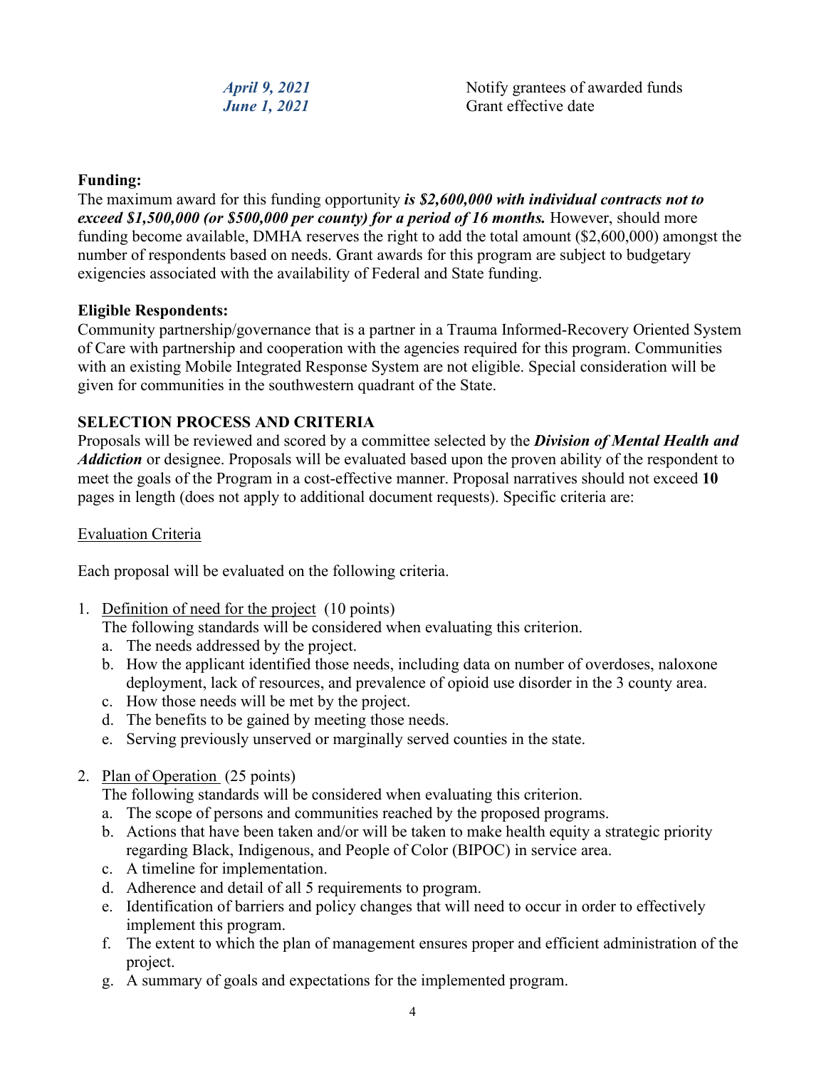| | |
|---|---|
| ***April 9, 2021*** | Notify grantees of awarded funds |
| ***June 1, 2021*** | Grant effective date |

**Funding:**
The maximum award for this funding opportunity ***is $2,600,000 with individual contracts not to exceed $1,500,000 (or $500,000 per county) for a period of 16 months.*** However, should more funding become available, DMHA reserves the right to add the total amount ($2,600,000) amongst the number of respondents based on needs. Grant awards for this program are subject to budgetary exigencies associated with the availability of Federal and State funding.

**Eligible Respondents:**
Community partnership/governance that is a partner in a Trauma Informed-Recovery Oriented System of Care with partnership and cooperation with the agencies required for this program. Communities with an existing Mobile Integrated Response System are not eligible. Special consideration will be given for communities in the southwestern quadrant of the State.

**SELECTION PROCESS AND CRITERIA**
Proposals will be reviewed and scored by a committee selected by the ***Division of Mental Health and Addiction*** or designee. Proposals will be evaluated based upon the proven ability of the respondent to meet the goals of the Program in a cost-effective manner. Proposal narratives should not exceed **10** pages in length (does not apply to additional document requests). Specific criteria are:

Evaluation Criteria

Each proposal will be evaluated on the following criteria.

1. Definition of need for the project (10 points)
   The following standards will be considered when evaluating this criterion.
   a. The needs addressed by the project.
   b. How the applicant identified those needs, including data on number of overdoses, naloxone deployment, lack of resources, and prevalence of opioid use disorder in the 3 county area.
   c. How those needs will be met by the project.
   d. The benefits to be gained by meeting those needs.
   e. Serving previously unserved or marginally served counties in the state.

2. Plan of Operation (25 points)
   The following standards will be considered when evaluating this criterion.
   a. The scope of persons and communities reached by the proposed programs.
   b. Actions that have been taken and/or will be taken to make health equity a strategic priority regarding Black, Indigenous, and People of Color (BIPOC) in service area.
   c. A timeline for implementation.
   d. Adherence and detail of all 5 requirements to program.
   e. Identification of barriers and policy changes that will need to occur in order to effectively implement this program.
   f. The extent to which the plan of management ensures proper and efficient administration of the project.
   g. A summary of goals and expectations for the implemented program.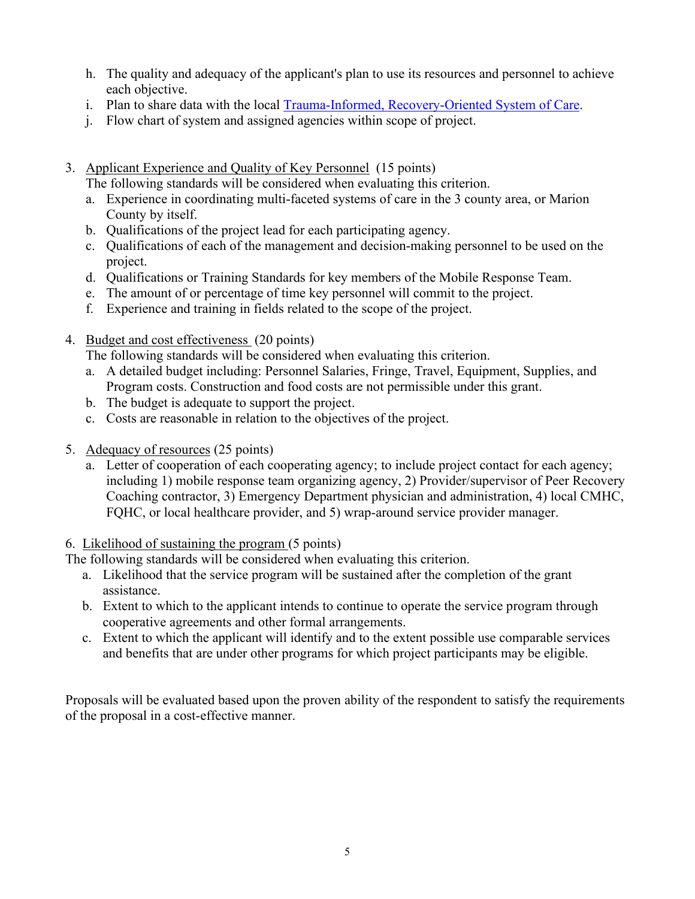h. The quality and adequacy of the applicant's plan to use its resources and personnel to achieve each objective.
i. Plan to share data with the local [Trauma-Informed, Recovery-Oriented System of Care](#).
j. Flow chart of system and assigned agencies within scope of project.

3. <u>Applicant Experience and Quality of Key Personnel</u> (15 points)
   The following standards will be considered when evaluating this criterion.
   a. Experience in coordinating multi-faceted systems of care in the 3 county area, or Marion County by itself.
   b. Qualifications of the project lead for each participating agency.
   c. Qualifications of each of the management and decision-making personnel to be used on the project.
   d. Qualifications or Training Standards for key members of the Mobile Response Team.
   e. The amount of or percentage of time key personnel will commit to the project.
   f. Experience and training in fields related to the scope of the project.

4. <u>Budget and cost effectiveness</u> (20 points)
   The following standards will be considered when evaluating this criterion.
   a. A detailed budget including: Personnel Salaries, Fringe, Travel, Equipment, Supplies, and Program costs. Construction and food costs are not permissible under this grant.
   b. The budget is adequate to support the project.
   c. Costs are reasonable in relation to the objectives of the project.

5. <u>Adequacy of resources</u> (25 points)
   a. Letter of cooperation of each cooperating agency; to include project contact for each agency; including 1) mobile response team organizing agency, 2) Provider/supervisor of Peer Recovery Coaching contractor, 3) Emergency Department physician and administration, 4) local CMHC, FQHC, or local healthcare provider, and 5) wrap-around service provider manager.

6. <u>Likelihood of sustaining the program</u> (5 points)
The following standards will be considered when evaluating this criterion.
   a. Likelihood that the service program will be sustained after the completion of the grant assistance.
   b. Extent to which to the applicant intends to continue to operate the service program through cooperative agreements and other formal arrangements.
   c. Extent to which the applicant will identify and to the extent possible use comparable services and benefits that are under other programs for which project participants may be eligible.

Proposals will be evaluated based upon the proven ability of the respondent to satisfy the requirements of the proposal in a cost-effective manner.